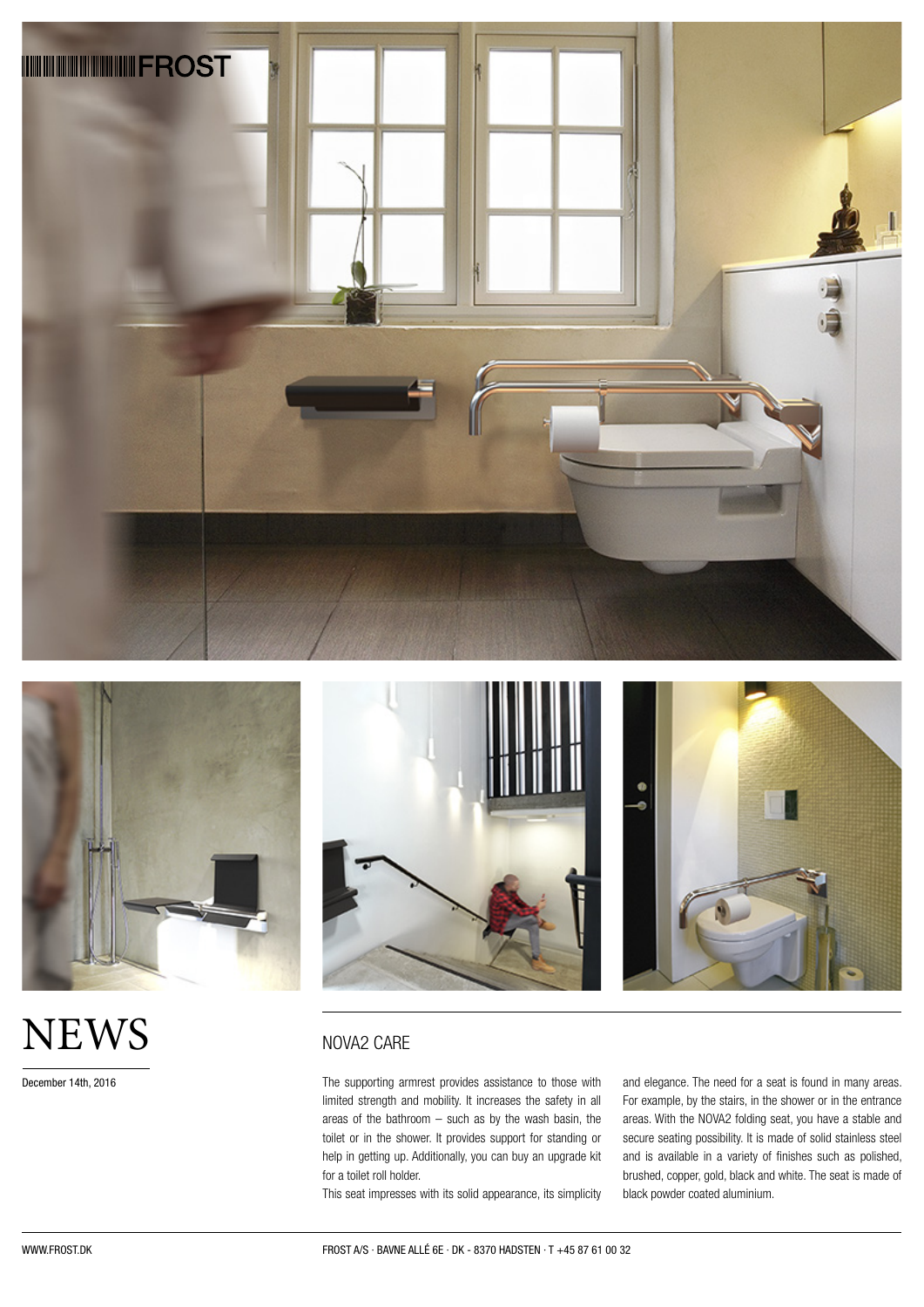FROST

# NEWS

December 14th, 2016

## NOVA2 CARE

The supporting armrest provides assistance to those with limited strength and mobility. It increases the safety in all areas of the bathroom – such as by the wash basin, the toilet or in the shower. It provides support for standing or help in getting up. Additionally, you can buy an upgrade kit for a toilet roll holder.

This seat impresses with its solid appearance, its simplicity and elegance. The need for a seat is found in many areas. For example, by the stairs, in the shower or in the entrance areas. With the NOVA2 folding seat, you have a stable and secure seating possibility. It is made of solid stainless steel and is available in a variety of finishes such as polished, brushed, copper, gold, black and white. The seat is made of black powder coated aluminium.

WWW.FROST.DK

FROST A/S · BAVNE ALLÉ 6E · DK - 8370 HADSTEN · T +45 87 61 00 32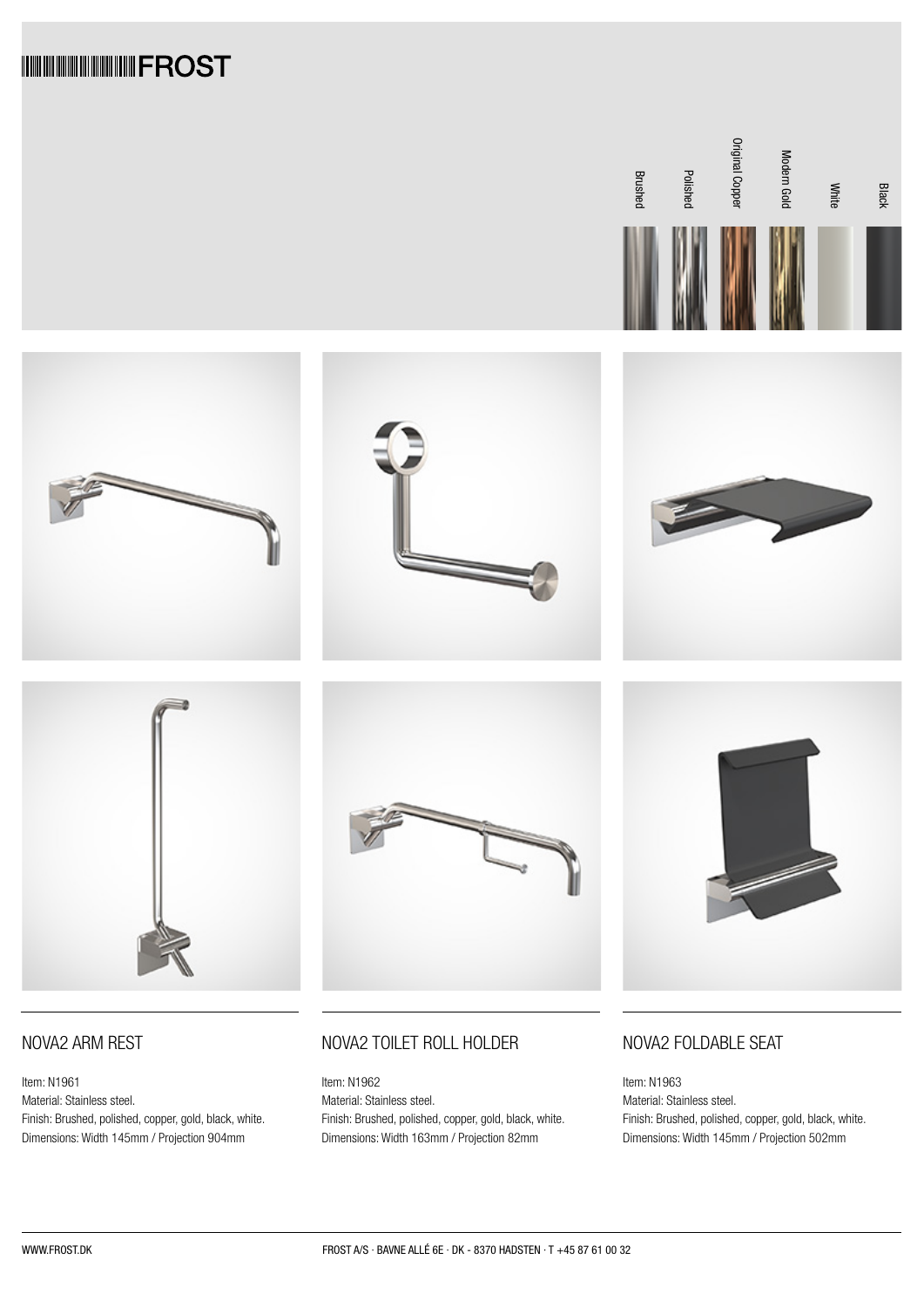# FROST

Brushed

Polished

Original Copper

Modern Gold

White

Black

## NOVA2 ARM REST

Item: N1961
Material: Stainless steel.
Finish: Brushed, polished, copper, gold, black, white.
Dimensions: Width 145mm / Projection 904mm

## NOVA2 TOILET ROLL HOLDER

Item: N1962
Material: Stainless steel.
Finish: Brushed, polished, copper, gold, black, white.
Dimensions: Width 163mm / Projection 82mm

## NOVA2 FOLDABLE SEAT

Item: N1963
Material: Stainless steel.
Finish: Brushed, polished, copper, gold, black, white.
Dimensions: Width 145mm / Projection 502mm

WWW.FROST.DK

FROST A/S · BAVNE ALLÉ 6E · DK - 8370 HADSTEN · T +45 87 61 00 32